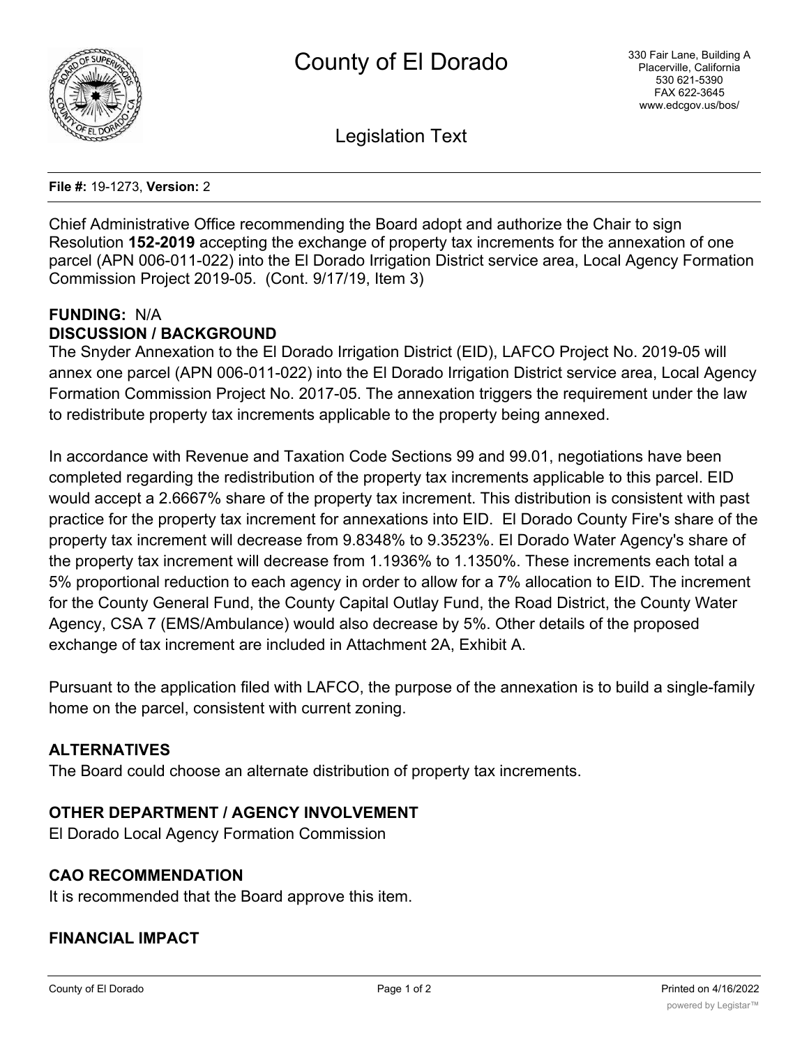# County of El Dorado

330 Fair Lane, Building A
Placerville, California
530 621-5390
FAX 622-3645
www.edcgov.us/bos/

## Legislation Text

**File #:** 19-1273, **Version:** 2

Chief Administrative Office recommending the Board adopt and authorize the Chair to sign Resolution **152-2019** accepting the exchange of property tax increments for the annexation of one parcel (APN 006-011-022) into the El Dorado Irrigation District service area, Local Agency Formation Commission Project 2019-05. (Cont. 9/17/19, Item 3)

**FUNDING:** N/A

**DISCUSSION / BACKGROUND**

The Snyder Annexation to the El Dorado Irrigation District (EID), LAFCO Project No. 2019-05 will annex one parcel (APN 006-011-022) into the El Dorado Irrigation District service area, Local Agency Formation Commission Project No. 2017-05. The annexation triggers the requirement under the law to redistribute property tax increments applicable to the property being annexed.

In accordance with Revenue and Taxation Code Sections 99 and 99.01, negotiations have been completed regarding the redistribution of the property tax increments applicable to this parcel. EID would accept a 2.6667% share of the property tax increment. This distribution is consistent with past practice for the property tax increment for annexations into EID. El Dorado County Fire's share of the property tax increment will decrease from 9.8348% to 9.3523%. El Dorado Water Agency's share of the property tax increment will decrease from 1.1936% to 1.1350%. These increments each total a 5% proportional reduction to each agency in order to allow for a 7% allocation to EID. The increment for the County General Fund, the County Capital Outlay Fund, the Road District, the County Water Agency, CSA 7 (EMS/Ambulance) would also decrease by 5%. Other details of the proposed exchange of tax increment are included in Attachment 2A, Exhibit A.

Pursuant to the application filed with LAFCO, the purpose of the annexation is to build a single-family home on the parcel, consistent with current zoning.

**ALTERNATIVES**

The Board could choose an alternate distribution of property tax increments.

**OTHER DEPARTMENT / AGENCY INVOLVEMENT**

El Dorado Local Agency Formation Commission

**CAO RECOMMENDATION**

It is recommended that the Board approve this item.

**FINANCIAL IMPACT**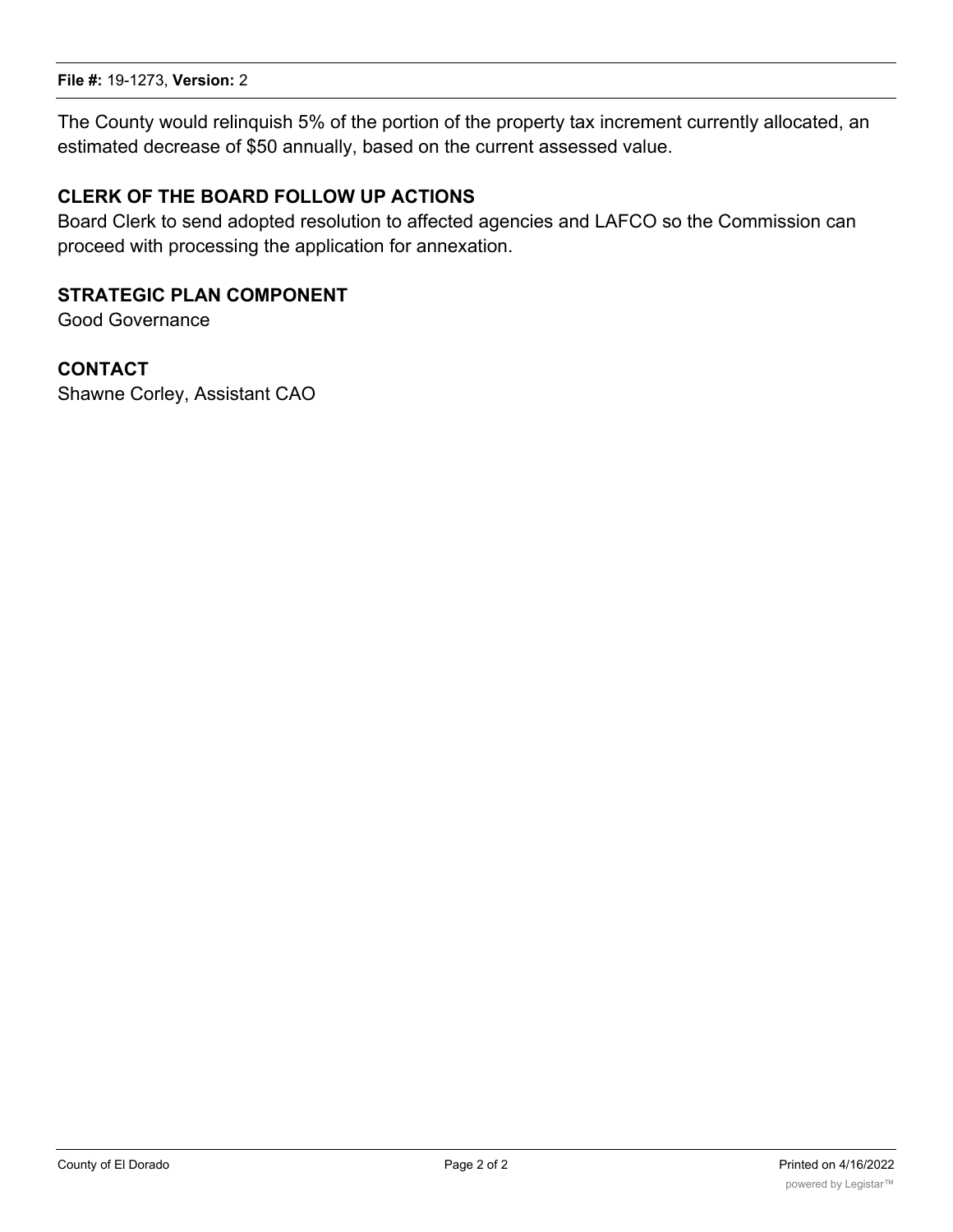The County would relinquish 5% of the portion of the property tax increment currently allocated, an estimated decrease of $50 annually, based on the current assessed value.

## CLERK OF THE BOARD FOLLOW UP ACTIONS

Board Clerk to send adopted resolution to affected agencies and LAFCO so the Commission can proceed with processing the application for annexation.

## STRATEGIC PLAN COMPONENT

Good Governance

## CONTACT

Shawne Corley, Assistant CAO